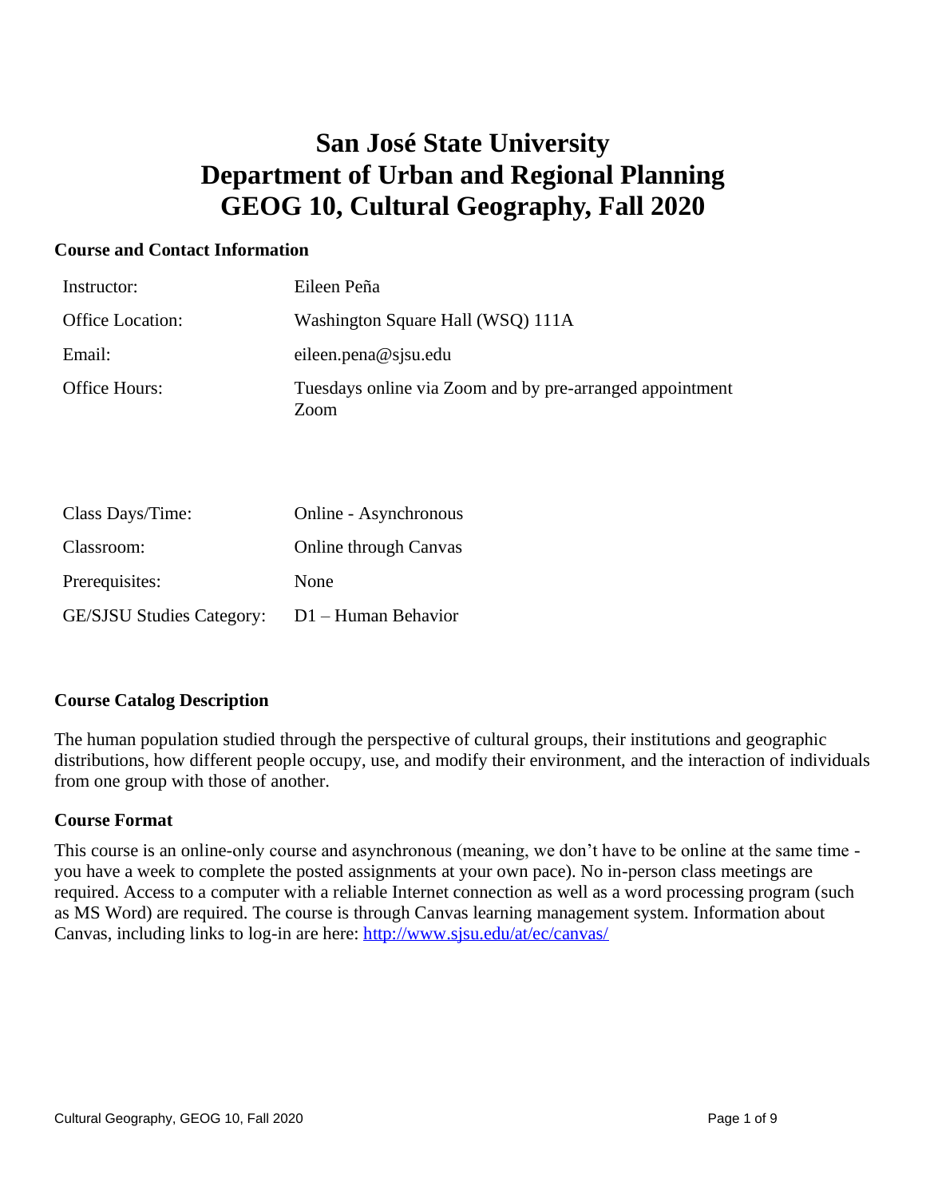# San José State University
# Department of Urban and Regional Planning
# GEOG 10, Cultural Geography, Fall 2020

### Course and Contact Information

| | |
|---|---|
| Instructor: | Eileen Peña |
| Office Location: | Washington Square Hall (WSQ) 111A |
| Email: | eileen.pena@sjsu.edu |
| Office Hours: | Tuesdays online via Zoom and by pre-arranged appointment Zoom |

| | |
|---|---|
| Class Days/Time: | Online - Asynchronous |
| Classroom: | Online through Canvas |
| Prerequisites: | None |
| GE/SJSU Studies Category: | D1 – Human Behavior |

### Course Catalog Description

The human population studied through the perspective of cultural groups, their institutions and geographic distributions, how different people occupy, use, and modify their environment, and the interaction of individuals from one group with those of another.

### Course Format

This course is an online-only course and asynchronous (meaning, we don't have to be online at the same time - you have a week to complete the posted assignments at your own pace). No in-person class meetings are required. Access to a computer with a reliable Internet connection as well as a word processing program (such as MS Word) are required. The course is through Canvas learning management system. Information about Canvas, including links to log-in are here: http://www.sjsu.edu/at/ec/canvas/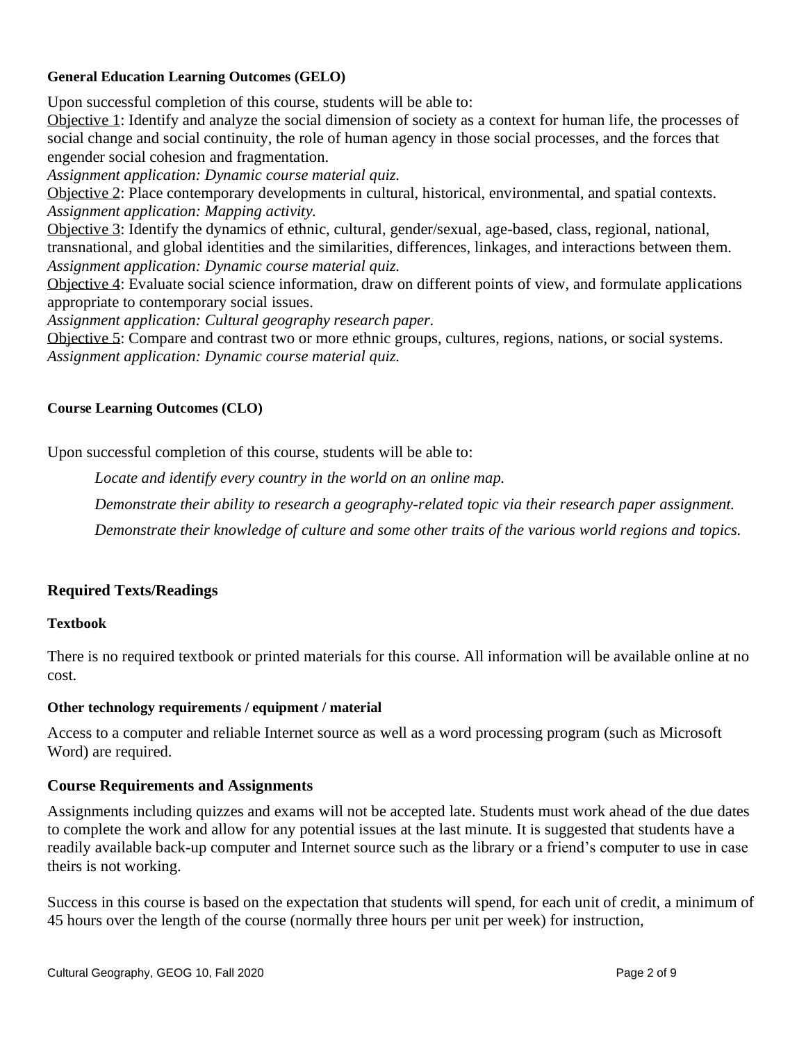#### General Education Learning Outcomes (GELO)

Upon successful completion of this course, students will be able to:

Objective 1: Identify and analyze the social dimension of society as a context for human life, the processes of social change and social continuity, the role of human agency in those social processes, and the forces that engender social cohesion and fragmentation.
*Assignment application: Dynamic course material quiz.*

Objective 2: Place contemporary developments in cultural, historical, environmental, and spatial contexts.
*Assignment application: Mapping activity.*

Objective 3: Identify the dynamics of ethnic, cultural, gender/sexual, age-based, class, regional, national, transnational, and global identities and the similarities, differences, linkages, and interactions between them.
*Assignment application: Dynamic course material quiz.*

Objective 4: Evaluate social science information, draw on different points of view, and formulate applications appropriate to contemporary social issues.
*Assignment application: Cultural geography research paper.*

Objective 5: Compare and contrast two or more ethnic groups, cultures, regions, nations, or social systems.
*Assignment application: Dynamic course material quiz.*

#### Course Learning Outcomes (CLO)

Upon successful completion of this course, students will be able to:

*Locate and identify every country in the world on an online map.*

*Demonstrate their ability to research a geography-related topic via their research paper assignment.*

*Demonstrate their knowledge of culture and some other traits of the various world regions and topics.*

### Required Texts/Readings

#### Textbook

There is no required textbook or printed materials for this course. All information will be available online at no cost.

#### Other technology requirements / equipment / material

Access to a computer and reliable Internet source as well as a word processing program (such as Microsoft Word) are required.

### Course Requirements and Assignments

Assignments including quizzes and exams will not be accepted late. Students must work ahead of the due dates to complete the work and allow for any potential issues at the last minute. It is suggested that students have a readily available back-up computer and Internet source such as the library or a friend's computer to use in case theirs is not working.

Success in this course is based on the expectation that students will spend, for each unit of credit, a minimum of 45 hours over the length of the course (normally three hours per unit per week) for instruction,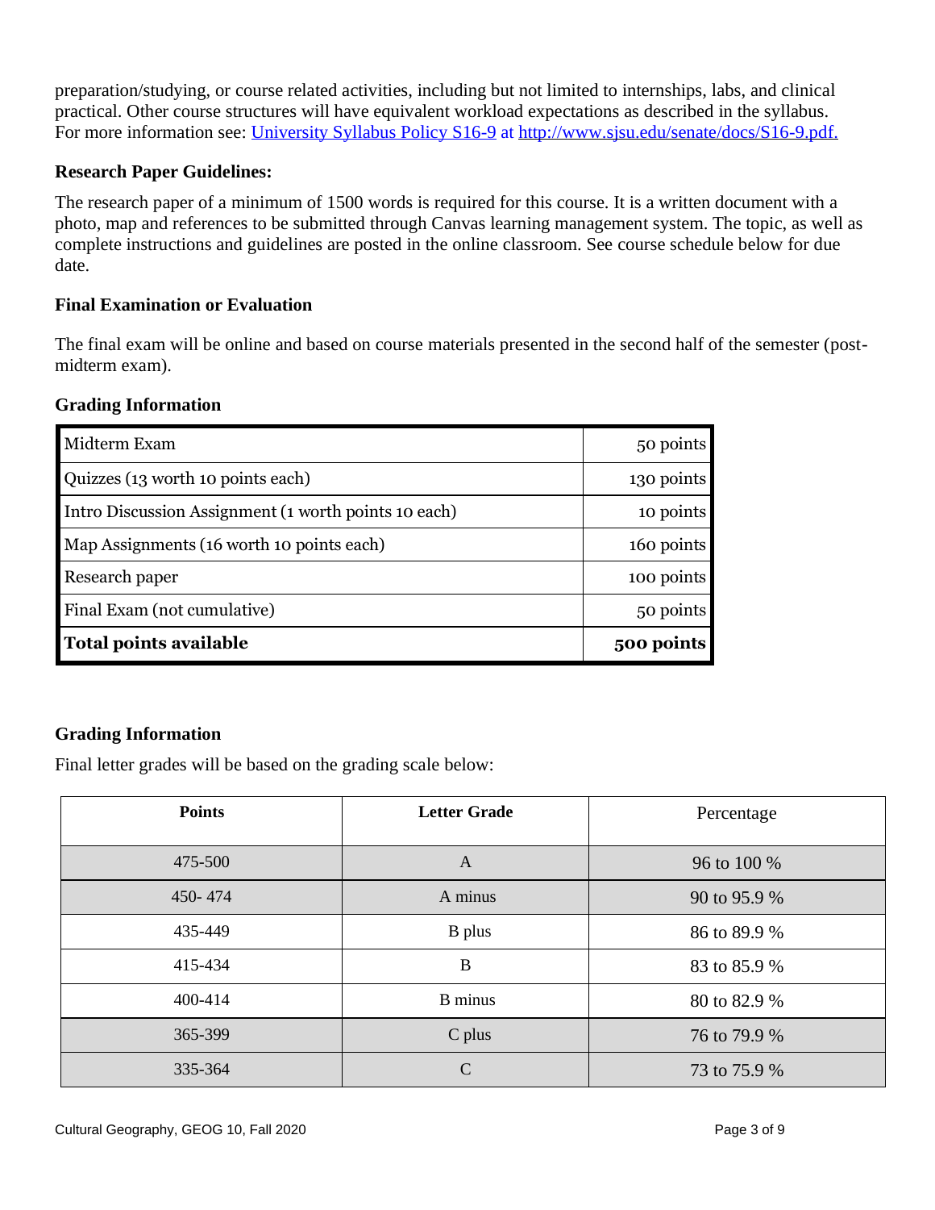preparation/studying, or course related activities, including but not limited to internships, labs, and clinical practical. Other course structures will have equivalent workload expectations as described in the syllabus. For more information see: [University Syllabus Policy S16-9](http://www.sjsu.edu/senate/docs/S16-9.pdf) at [http://www.sjsu.edu/senate/docs/S16-9.pdf.](http://www.sjsu.edu/senate/docs/S16-9.pdf)

### Research Paper Guidelines:

The research paper of a minimum of 1500 words is required for this course. It is a written document with a photo, map and references to be submitted through Canvas learning management system. The topic, as well as complete instructions and guidelines are posted in the online classroom. See course schedule below for due date.

### Final Examination or Evaluation

The final exam will be online and based on course materials presented in the second half of the semester (post-midterm exam).

### Grading Information

| Item | Points |
|---|---|
| Midterm Exam | 50 points |
| Quizzes (13 worth 10 points each) | 130 points |
| Intro Discussion Assignment (1 worth points 10 each) | 10 points |
| Map Assignments (16 worth 10 points each) | 160 points |
| Research paper | 100 points |
| Final Exam (not cumulative) | 50 points |
| **Total points available** | **500 points** |

### Grading Information

Final letter grades will be based on the grading scale below:

| Points | Letter Grade | Percentage |
|---|---|---|
| 475-500 | A | 96 to 100 % |
| 450- 474 | A minus | 90 to 95.9 % |
| 435-449 | B plus | 86 to 89.9 % |
| 415-434 | B | 83 to 85.9 % |
| 400-414 | B minus | 80 to 82.9 % |
| 365-399 | C plus | 76 to 79.9 % |
| 335-364 | C | 73 to 75.9 % |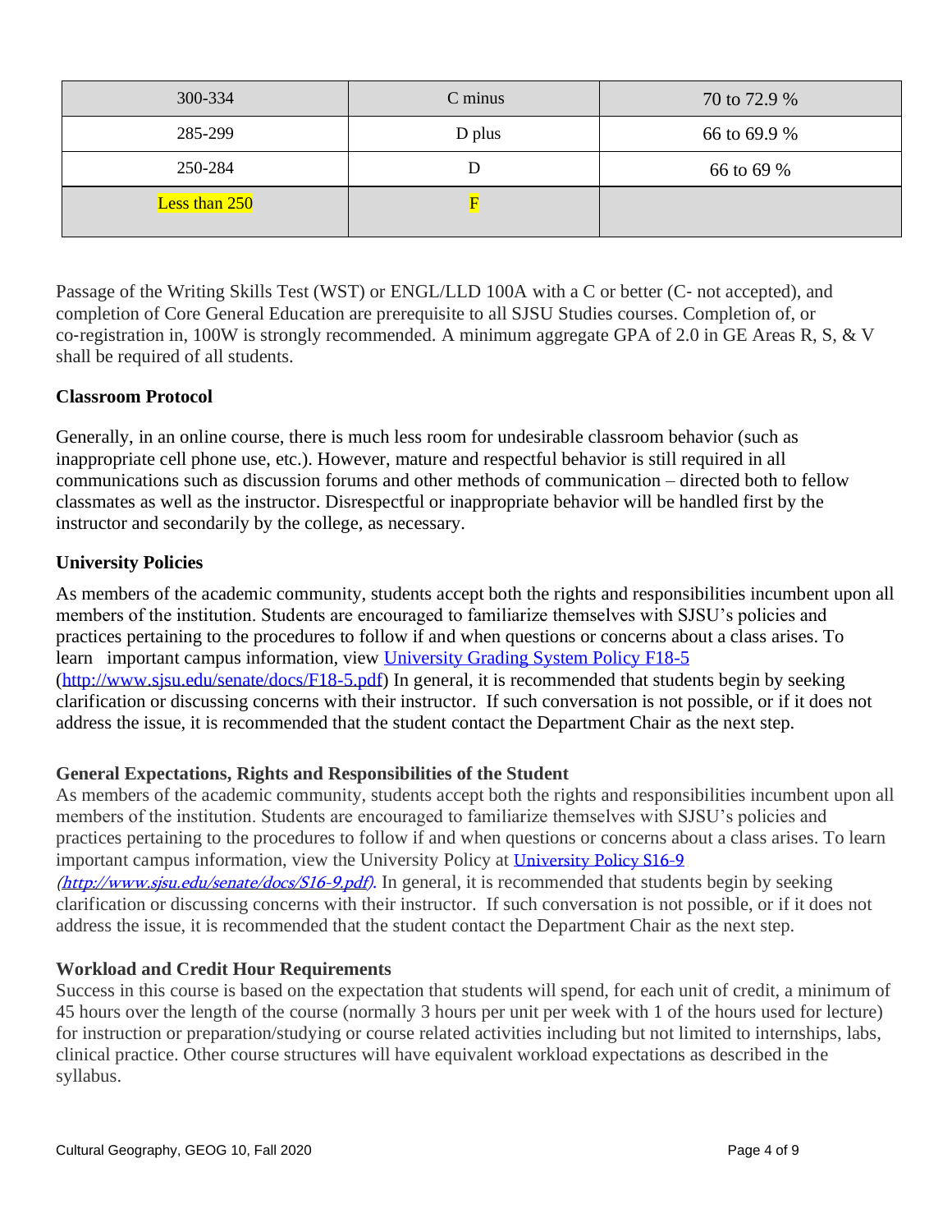| 300-334 | C minus | 70 to 72.9 % |
|---|---|---|
| 285-299 | D plus | 66 to 69.9 % |
| 250-284 | D | 66 to 69 % |
| Less than 250 | F | |

Passage of the Writing Skills Test (WST) or ENGL/LLD 100A with a C or better (C- not accepted), and completion of Core General Education are prerequisite to all SJSU Studies courses. Completion of, or co-registration in, 100W is strongly recommended. A minimum aggregate GPA of 2.0 in GE Areas R, S, & V shall be required of all students.

### Classroom Protocol

Generally, in an online course, there is much less room for undesirable classroom behavior (such as inappropriate cell phone use, etc.). However, mature and respectful behavior is still required in all communications such as discussion forums and other methods of communication – directed both to fellow classmates as well as the instructor. Disrespectful or inappropriate behavior will be handled first by the instructor and secondarily by the college, as necessary.

### University Policies

As members of the academic community, students accept both the rights and responsibilities incumbent upon all members of the institution. Students are encouraged to familiarize themselves with SJSU's policies and practices pertaining to the procedures to follow if and when questions or concerns about a class arises. To learn important campus information, view [University Grading System Policy F18-5](http://www.sjsu.edu/senate/docs/F18-5.pdf) (http://www.sjsu.edu/senate/docs/F18-5.pdf) In general, it is recommended that students begin by seeking clarification or discussing concerns with their instructor. If such conversation is not possible, or if it does not address the issue, it is recommended that the student contact the Department Chair as the next step.

### General Expectations, Rights and Responsibilities of the Student

As members of the academic community, students accept both the rights and responsibilities incumbent upon all members of the institution. Students are encouraged to familiarize themselves with SJSU's policies and practices pertaining to the procedures to follow if and when questions or concerns about a class arises. To learn important campus information, view the University Policy at [University Policy S16-9](http://www.sjsu.edu/senate/docs/S16-9.pdf) *(http://www.sjsu.edu/senate/docs/S16-9.pdf)*. In general, it is recommended that students begin by seeking clarification or discussing concerns with their instructor. If such conversation is not possible, or if it does not address the issue, it is recommended that the student contact the Department Chair as the next step.

### Workload and Credit Hour Requirements

Success in this course is based on the expectation that students will spend, for each unit of credit, a minimum of 45 hours over the length of the course (normally 3 hours per unit per week with 1 of the hours used for lecture) for instruction or preparation/studying or course related activities including but not limited to internships, labs, clinical practice. Other course structures will have equivalent workload expectations as described in the syllabus.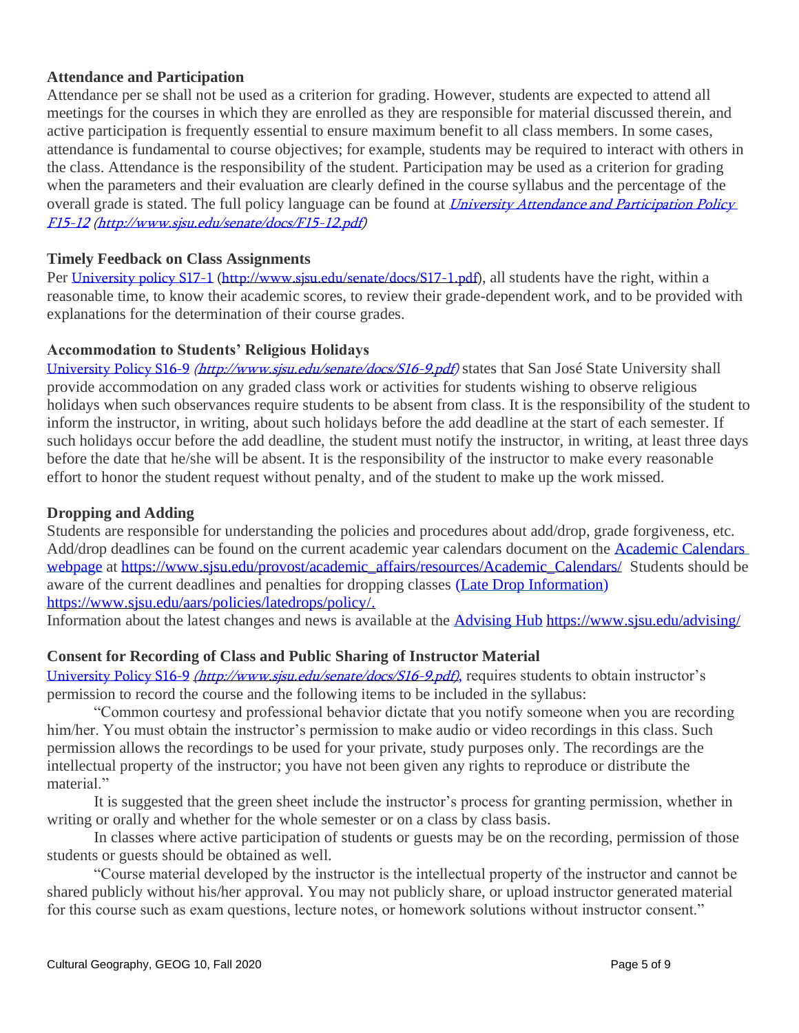### Attendance and Participation

Attendance per se shall not be used as a criterion for grading. However, students are expected to attend all meetings for the courses in which they are enrolled as they are responsible for material discussed therein, and active participation is frequently essential to ensure maximum benefit to all class members. In some cases, attendance is fundamental to course objectives; for example, students may be required to interact with others in the class. Attendance is the responsibility of the student. Participation may be used as a criterion for grading when the parameters and their evaluation are clearly defined in the course syllabus and the percentage of the overall grade is stated. The full policy language can be found at [*University Attendance and Participation Policy F15-12*](http://www.sjsu.edu/senate/docs/F15-12.pdf) *(http://www.sjsu.edu/senate/docs/F15-12.pdf)*

### Timely Feedback on Class Assignments

Per [University policy S17-1](http://www.sjsu.edu/senate/docs/S17-1.pdf) (http://www.sjsu.edu/senate/docs/S17-1.pdf), all students have the right, within a reasonable time, to know their academic scores, to review their grade-dependent work, and to be provided with explanations for the determination of their course grades.

### Accommodation to Students' Religious Holidays

[University Policy S16-9](http://www.sjsu.edu/senate/docs/S16-9.pdf) *(http://www.sjsu.edu/senate/docs/S16-9.pdf)* states that San José State University shall provide accommodation on any graded class work or activities for students wishing to observe religious holidays when such observances require students to be absent from class. It is the responsibility of the student to inform the instructor, in writing, about such holidays before the add deadline at the start of each semester. If such holidays occur before the add deadline, the student must notify the instructor, in writing, at least three days before the date that he/she will be absent. It is the responsibility of the instructor to make every reasonable effort to honor the student request without penalty, and of the student to make up the work missed.

### Dropping and Adding

Students are responsible for understanding the policies and procedures about add/drop, grade forgiveness, etc. Add/drop deadlines can be found on the current academic year calendars document on the [Academic Calendars webpage](https://www.sjsu.edu/provost/academic_affairs/resources/Academic_Calendars/) at https://www.sjsu.edu/provost/academic_affairs/resources/Academic_Calendars/ Students should be aware of the current deadlines and penalties for dropping classes [(Late Drop Information)](https://www.sjsu.edu/aars/policies/latedrops/policy/) https://www.sjsu.edu/aars/policies/latedrops/policy/.

Information about the latest changes and news is available at the [Advising Hub](https://www.sjsu.edu/advising/) https://www.sjsu.edu/advising/

### Consent for Recording of Class and Public Sharing of Instructor Material

[University Policy S16-9](http://www.sjsu.edu/senate/docs/S16-9.pdf) *(http://www.sjsu.edu/senate/docs/S16-9.pdf)*, requires students to obtain instructor's permission to record the course and the following items to be included in the syllabus:

"Common courtesy and professional behavior dictate that you notify someone when you are recording him/her. You must obtain the instructor's permission to make audio or video recordings in this class. Such permission allows the recordings to be used for your private, study purposes only. The recordings are the intellectual property of the instructor; you have not been given any rights to reproduce or distribute the material."

It is suggested that the green sheet include the instructor's process for granting permission, whether in writing or orally and whether for the whole semester or on a class by class basis.

In classes where active participation of students or guests may be on the recording, permission of those students or guests should be obtained as well.

"Course material developed by the instructor is the intellectual property of the instructor and cannot be shared publicly without his/her approval. You may not publicly share, or upload instructor generated material for this course such as exam questions, lecture notes, or homework solutions without instructor consent."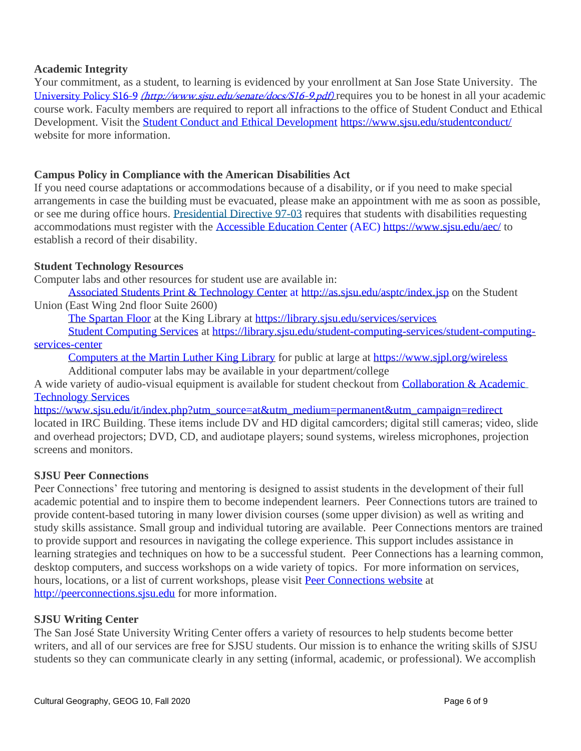**Academic Integrity**

Your commitment, as a student, to learning is evidenced by your enrollment at San Jose State University. The University Policy S16-9 *(http://www.sjsu.edu/senate/docs/S16-9.pdf)* requires you to be honest in all your academic course work. Faculty members are required to report all infractions to the office of Student Conduct and Ethical Development. Visit the Student Conduct and Ethical Development https://www.sjsu.edu/studentconduct/ website for more information.

**Campus Policy in Compliance with the American Disabilities Act**

If you need course adaptations or accommodations because of a disability, or if you need to make special arrangements in case the building must be evacuated, please make an appointment with me as soon as possible, or see me during office hours. Presidential Directive 97-03 requires that students with disabilities requesting accommodations must register with the Accessible Education Center (AEC) https://www.sjsu.edu/aec/ to establish a record of their disability.

**Student Technology Resources**

Computer labs and other resources for student use are available in:

Associated Students Print & Technology Center at http://as.sjsu.edu/asptc/index.jsp on the Student Union (East Wing 2nd floor Suite 2600)

The Spartan Floor at the King Library at https://library.sjsu.edu/services/services

Student Computing Services at https://library.sjsu.edu/student-computing-services/student-computing-services-center

Computers at the Martin Luther King Library for public at large at https://www.sjpl.org/wireless

Additional computer labs may be available in your department/college

A wide variety of audio-visual equipment is available for student checkout from Collaboration & Academic Technology Services https://www.sjsu.edu/it/index.php?utm_source=at&utm_medium=permanent&utm_campaign=redirect located in IRC Building. These items include DV and HD digital camcorders; digital still cameras; video, slide and overhead projectors; DVD, CD, and audiotape players; sound systems, wireless microphones, projection screens and monitors.

**SJSU Peer Connections**

Peer Connections' free tutoring and mentoring is designed to assist students in the development of their full academic potential and to inspire them to become independent learners. Peer Connections tutors are trained to provide content-based tutoring in many lower division courses (some upper division) as well as writing and study skills assistance. Small group and individual tutoring are available. Peer Connections mentors are trained to provide support and resources in navigating the college experience. This support includes assistance in learning strategies and techniques on how to be a successful student. Peer Connections has a learning common, desktop computers, and success workshops on a wide variety of topics. For more information on services, hours, locations, or a list of current workshops, please visit Peer Connections website at http://peerconnections.sjsu.edu for more information.

**SJSU Writing Center**

The San José State University Writing Center offers a variety of resources to help students become better writers, and all of our services are free for SJSU students. Our mission is to enhance the writing skills of SJSU students so they can communicate clearly in any setting (informal, academic, or professional). We accomplish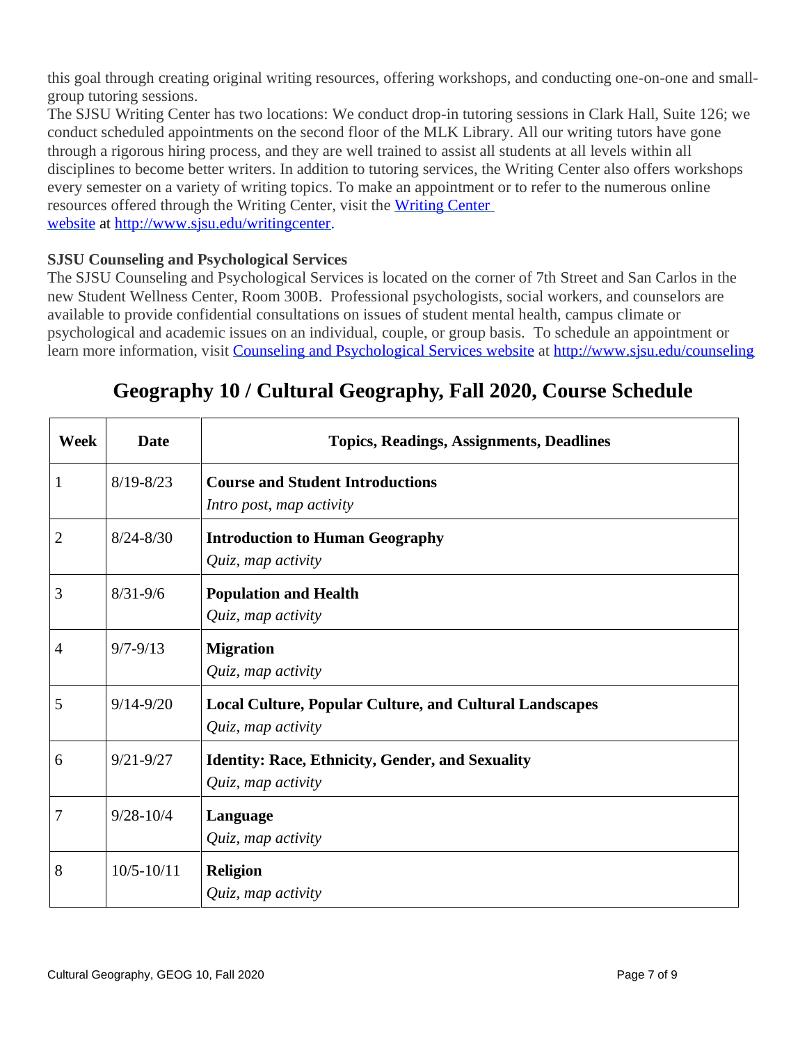this goal through creating original writing resources, offering workshops, and conducting one-on-one and small-group tutoring sessions.

The SJSU Writing Center has two locations: We conduct drop-in tutoring sessions in Clark Hall, Suite 126; we conduct scheduled appointments on the second floor of the MLK Library. All our writing tutors have gone through a rigorous hiring process, and they are well trained to assist all students at all levels within all disciplines to become better writers. In addition to tutoring services, the Writing Center also offers workshops every semester on a variety of writing topics. To make an appointment or to refer to the numerous online resources offered through the Writing Center, visit the [Writing Center website](http://www.sjsu.edu/writingcenter) at [http://www.sjsu.edu/writingcenter.](http://www.sjsu.edu/writingcenter)

**SJSU Counseling and Psychological Services**

The SJSU Counseling and Psychological Services is located on the corner of 7th Street and San Carlos in the new Student Wellness Center, Room 300B. Professional psychologists, social workers, and counselors are available to provide confidential consultations on issues of student mental health, campus climate or psychological and academic issues on an individual, couple, or group basis. To schedule an appointment or learn more information, visit [Counseling and Psychological Services website](http://www.sjsu.edu/counseling) at [http://www.sjsu.edu/counseling](http://www.sjsu.edu/counseling)

## Geography 10 / Cultural Geography, Fall 2020, Course Schedule

| Week | Date | Topics, Readings, Assignments, Deadlines |
|---|---|---|
| 1 | 8/19-8/23 | **Course and Student Introductions**<br>*Intro post, map activity* |
| 2 | 8/24-8/30 | **Introduction to Human Geography**<br>*Quiz, map activity* |
| 3 | 8/31-9/6 | **Population and Health**<br>*Quiz, map activity* |
| 4 | 9/7-9/13 | **Migration**<br>*Quiz, map activity* |
| 5 | 9/14-9/20 | **Local Culture, Popular Culture, and Cultural Landscapes**<br>*Quiz, map activity* |
| 6 | 9/21-9/27 | **Identity: Race, Ethnicity, Gender, and Sexuality**<br>*Quiz, map activity* |
| 7 | 9/28-10/4 | **Language**<br>*Quiz, map activity* |
| 8 | 10/5-10/11 | **Religion**<br>*Quiz, map activity* |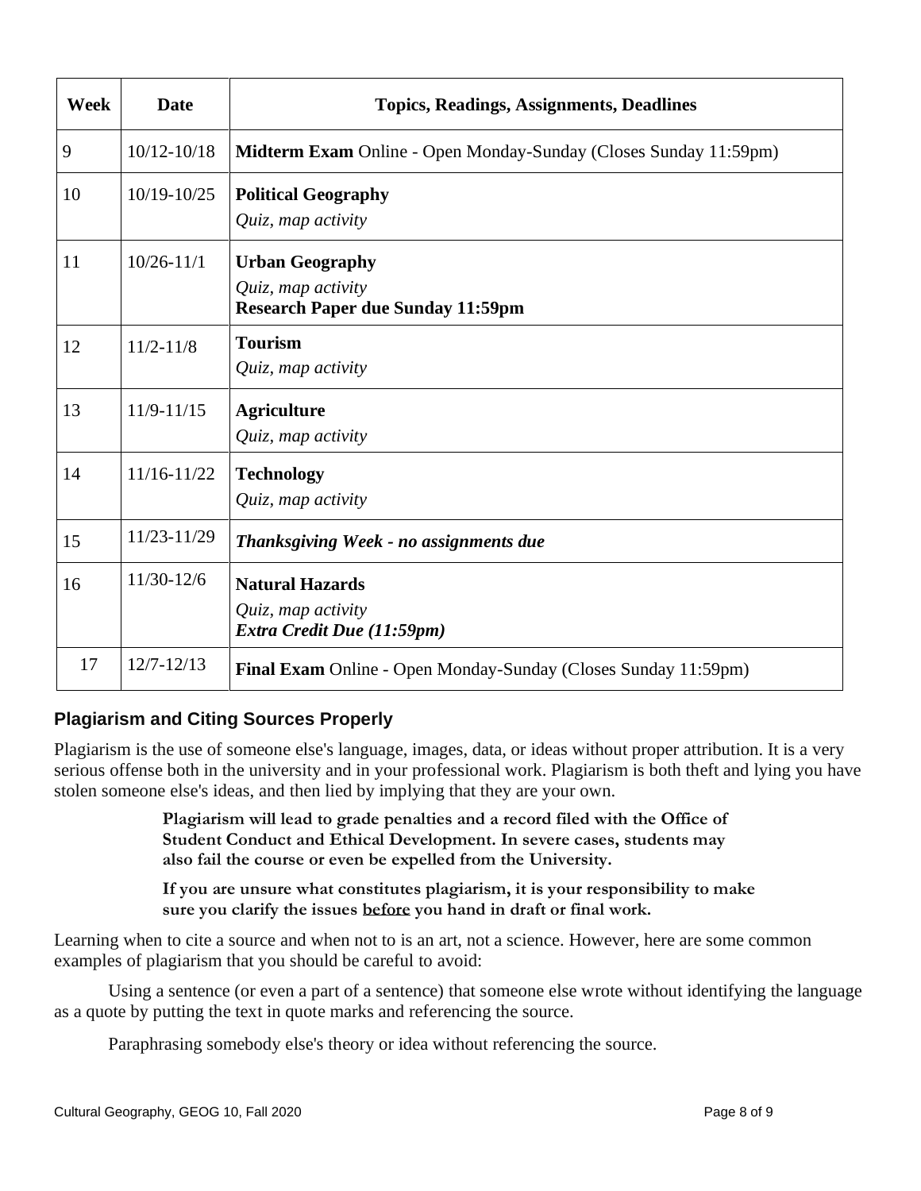| Week | Date | Topics, Readings, Assignments, Deadlines |
| --- | --- | --- |
| 9 | 10/12-10/18 | **Midterm Exam** Online - Open Monday-Sunday (Closes Sunday 11:59pm) |
| 10 | 10/19-10/25 | **Political Geography**<br>*Quiz, map activity* |
| 11 | 10/26-11/1 | **Urban Geography**<br>*Quiz, map activity*<br>**Research Paper due Sunday 11:59pm** |
| 12 | 11/2-11/8 | **Tourism**<br>*Quiz, map activity* |
| 13 | 11/9-11/15 | **Agriculture**<br>*Quiz, map activity* |
| 14 | 11/16-11/22 | **Technology**<br>*Quiz, map activity* |
| 15 | 11/23-11/29 | ***Thanksgiving Week - no assignments due*** |
| 16 | 11/30-12/6 | **Natural Hazards**<br>*Quiz, map activity*<br>***Extra Credit Due (11:59pm)*** |
| 17 | 12/7-12/13 | **Final Exam** Online - Open Monday-Sunday (Closes Sunday 11:59pm) |

### Plagiarism and Citing Sources Properly

Plagiarism is the use of someone else's language, images, data, or ideas without proper attribution. It is a very serious offense both in the university and in your professional work. Plagiarism is both theft and lying you have stolen someone else's ideas, and then lied by implying that they are your own.

> **Plagiarism will lead to grade penalties and a record filed with the Office of Student Conduct and Ethical Development. In severe cases, students may also fail the course or even be expelled from the University.**
>
> **If you are unsure what constitutes plagiarism, it is your responsibility to make sure you clarify the issues <u>before</u> you hand in draft or final work.**

Learning when to cite a source and when not to is an art, not a science. However, here are some common examples of plagiarism that you should be careful to avoid:

Using a sentence (or even a part of a sentence) that someone else wrote without identifying the language as a quote by putting the text in quote marks and referencing the source.

Paraphrasing somebody else's theory or idea without referencing the source.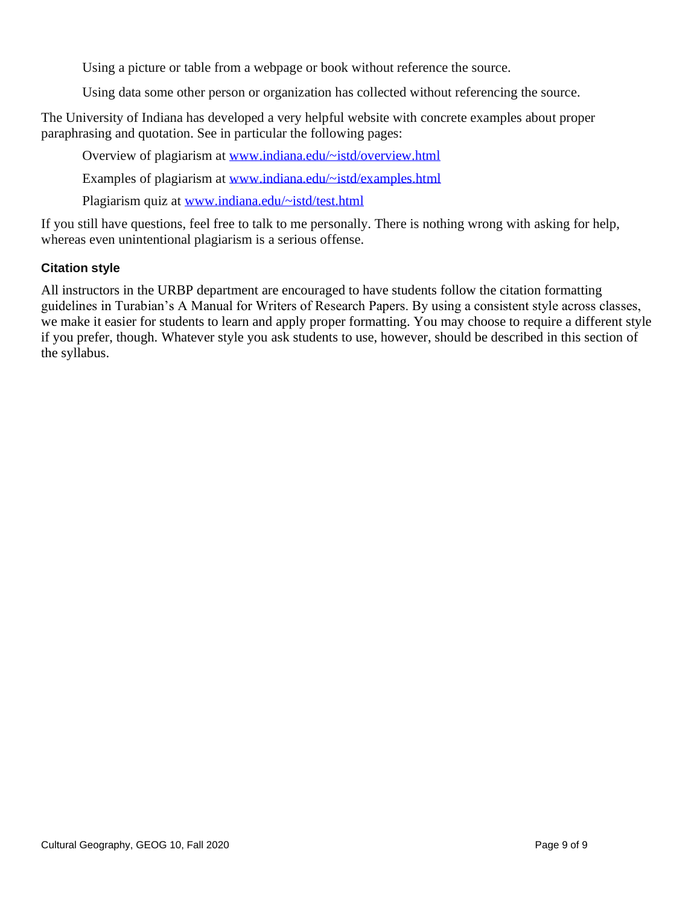Using a picture or table from a webpage or book without reference the source.

Using data some other person or organization has collected without referencing the source.

The University of Indiana has developed a very helpful website with concrete examples about proper paraphrasing and quotation. See in particular the following pages:

Overview of plagiarism at [www.indiana.edu/~istd/overview.html](www.indiana.edu/~istd/overview.html)

Examples of plagiarism at [www.indiana.edu/~istd/examples.html](www.indiana.edu/~istd/examples.html)

Plagiarism quiz at [www.indiana.edu/~istd/test.html](www.indiana.edu/~istd/test.html)

If you still have questions, feel free to talk to me personally. There is nothing wrong with asking for help, whereas even unintentional plagiarism is a serious offense.

### Citation style

All instructors in the URBP department are encouraged to have students follow the citation formatting guidelines in Turabian's A Manual for Writers of Research Papers. By using a consistent style across classes, we make it easier for students to learn and apply proper formatting. You may choose to require a different style if you prefer, though. Whatever style you ask students to use, however, should be described in this section of the syllabus.